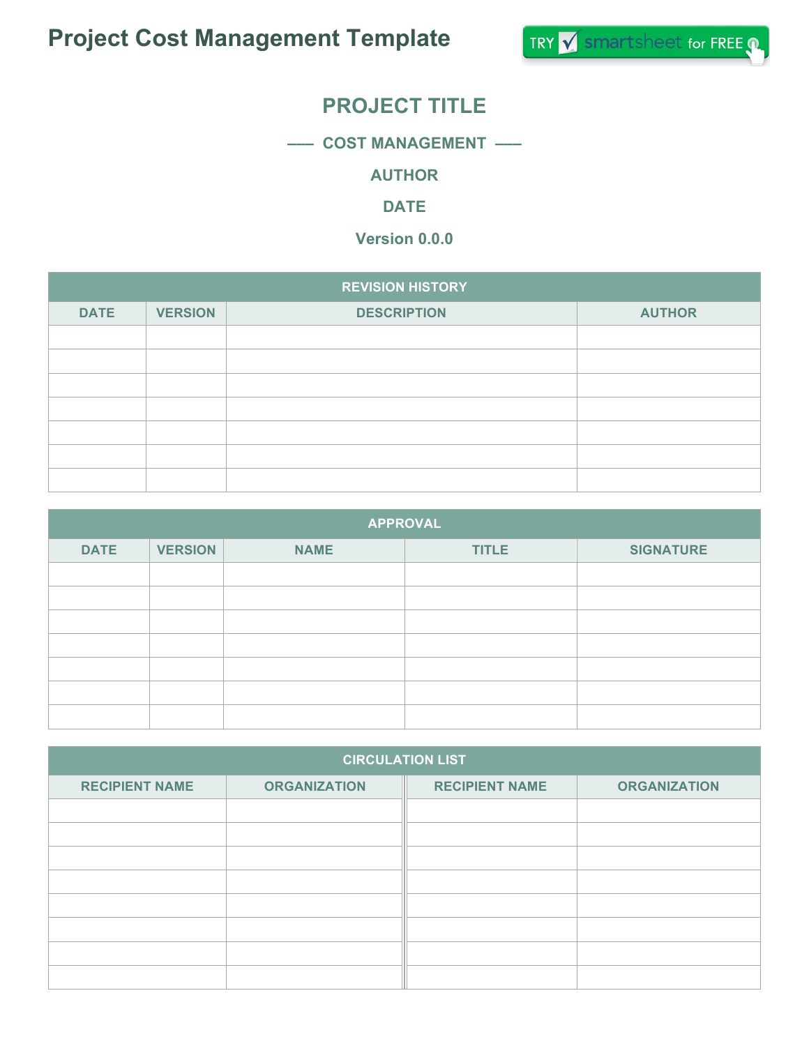# Project Cost Management Template

## PROJECT TITLE

### —— COST MANAGEMENT ——

**AUTHOR**

**DATE**

**Version 0.0.0**

| REVISION HISTORY | | | |
|---|---|---|---|
| DATE | VERSION | DESCRIPTION | AUTHOR |
| | | | |
| | | | |
| | | | |
| | | | |
| | | | |
| | | | |
| | | | |

| APPROVAL | | | | |
|---|---|---|---|---|
| DATE | VERSION | NAME | TITLE | SIGNATURE |
| | | | | |
| | | | | |
| | | | | |
| | | | | |
| | | | | |
| | | | | |
| | | | | |

| CIRCULATION LIST | | | |
|---|---|---|---|
| RECIPIENT NAME | ORGANIZATION | RECIPIENT NAME | ORGANIZATION |
| | | | |
| | | | |
| | | | |
| | | | |
| | | | |
| | | | |
| | | | |
| | | | |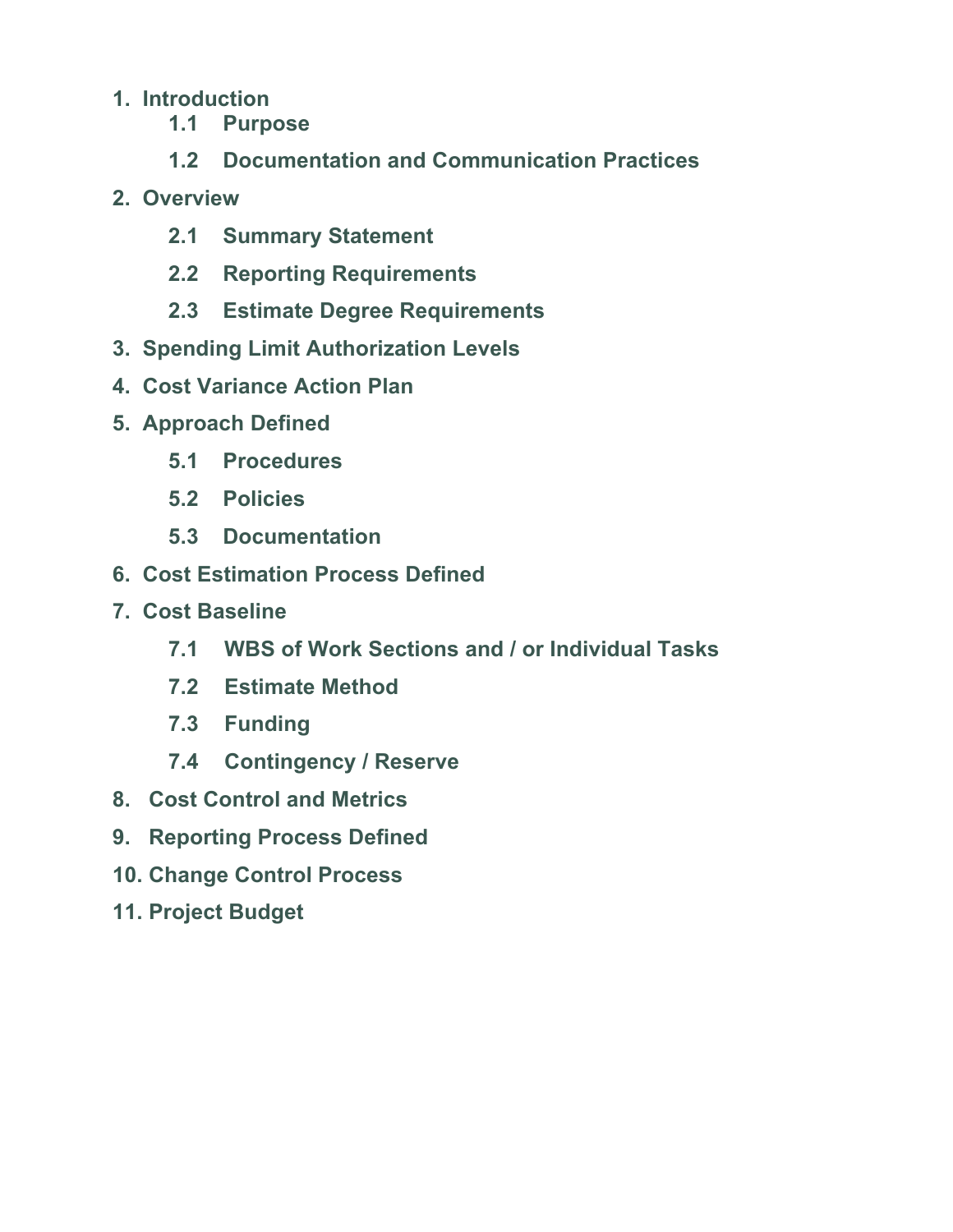1. **Introduction**
    - **1.1 Purpose**
    - **1.2 Documentation and Communication Practices**
2. **Overview**
    - **2.1 Summary Statement**
    - **2.2 Reporting Requirements**
    - **2.3 Estimate Degree Requirements**
3. **Spending Limit Authorization Levels**
4. **Cost Variance Action Plan**
5. **Approach Defined**
    - **5.1 Procedures**
    - **5.2 Policies**
    - **5.3 Documentation**
6. **Cost Estimation Process Defined**
7. **Cost Baseline**
    - **7.1 WBS of Work Sections and / or Individual Tasks**
    - **7.2 Estimate Method**
    - **7.3 Funding**
    - **7.4 Contingency / Reserve**
8. **Cost Control and Metrics**
9. **Reporting Process Defined**
10. **Change Control Process**
11. **Project Budget**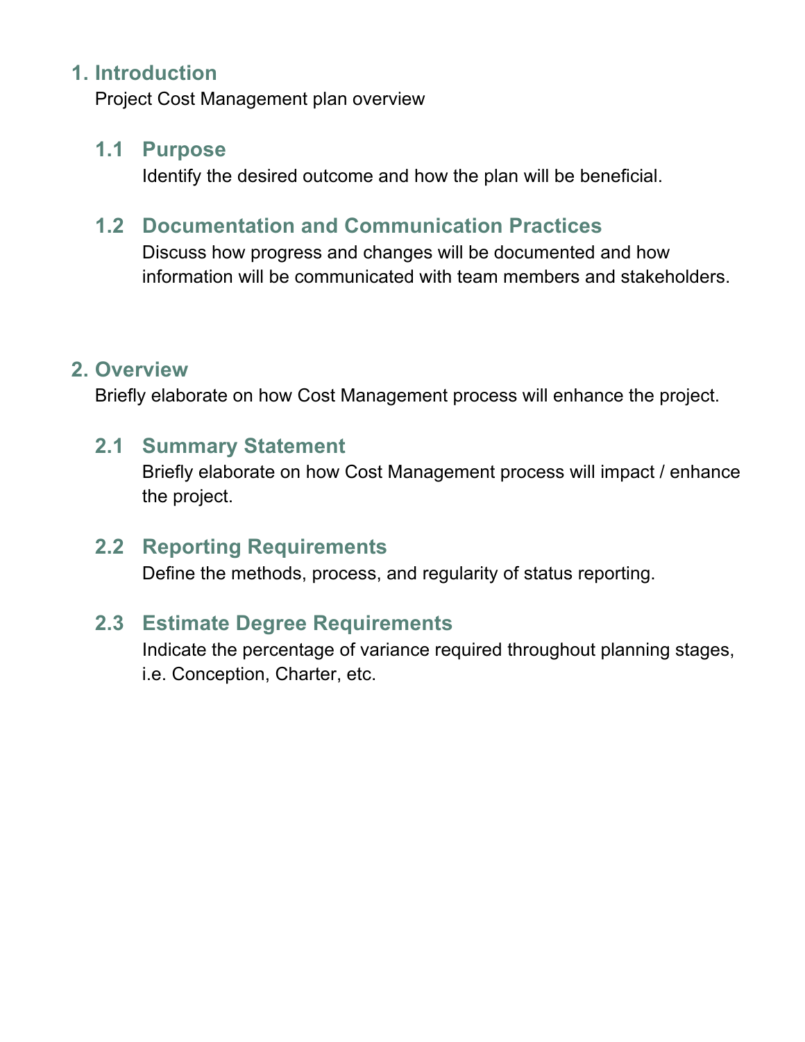# 1. Introduction

Project Cost Management plan overview

## 1.1 Purpose

Identify the desired outcome and how the plan will be beneficial.

## 1.2 Documentation and Communication Practices

Discuss how progress and changes will be documented and how information will be communicated with team members and stakeholders.

# 2. Overview

Briefly elaborate on how Cost Management process will enhance the project.

## 2.1 Summary Statement

Briefly elaborate on how Cost Management process will impact / enhance the project.

## 2.2 Reporting Requirements

Define the methods, process, and regularity of status reporting.

## 2.3 Estimate Degree Requirements

Indicate the percentage of variance required throughout planning stages, i.e. Conception, Charter, etc.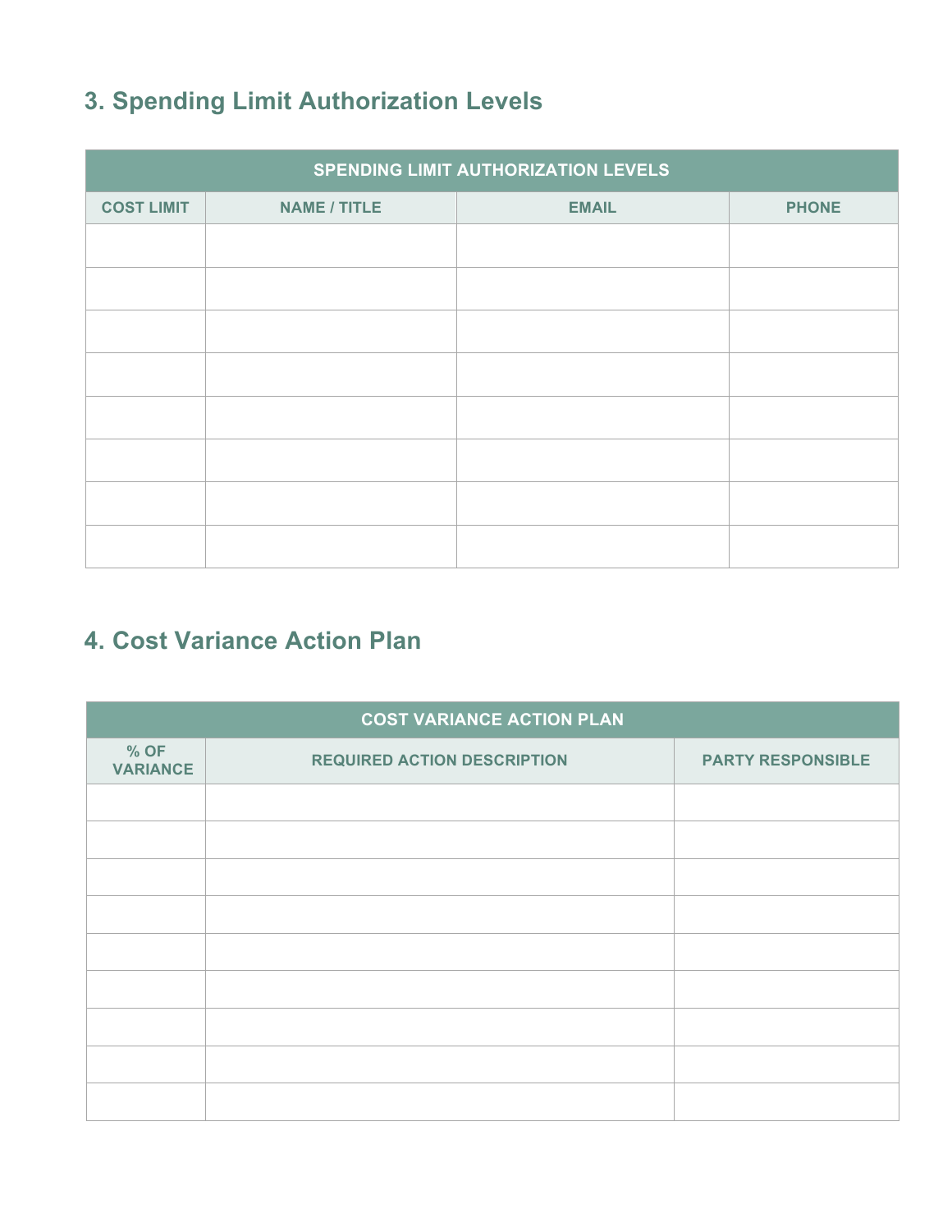## 3. Spending Limit Authorization Levels

| SPENDING LIMIT AUTHORIZATION LEVELS | | | |
|---|---|---|---|
| COST LIMIT | NAME / TITLE | EMAIL | PHONE |
| | | | |
| | | | |
| | | | |
| | | | |
| | | | |
| | | | |
| | | | |
| | | | |

## 4. Cost Variance Action Plan

| COST VARIANCE ACTION PLAN | | |
|---|---|---|
| % OF VARIANCE | REQUIRED ACTION DESCRIPTION | PARTY RESPONSIBLE |
| | | |
| | | |
| | | |
| | | |
| | | |
| | | |
| | | |
| | | |
| | | |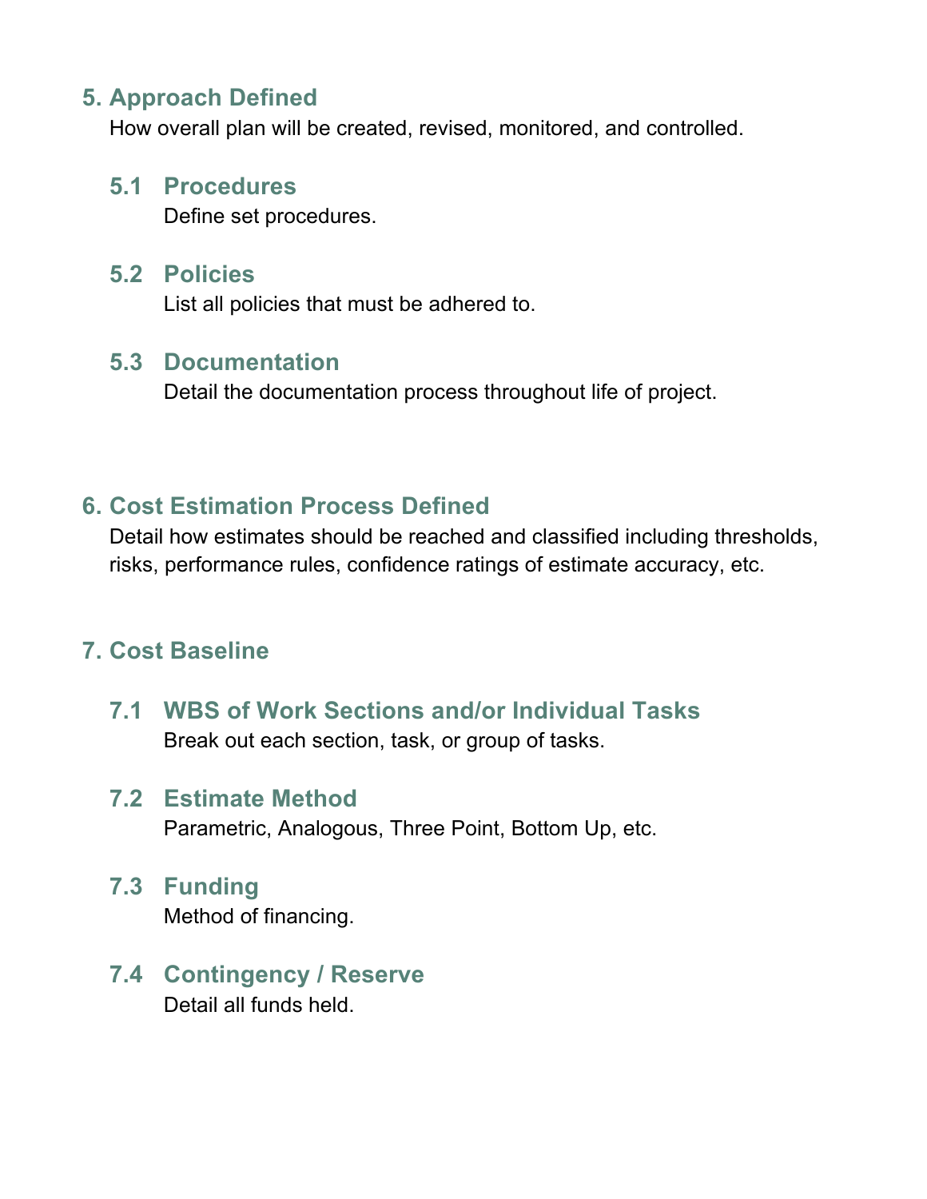## 5. Approach Defined

How overall plan will be created, revised, monitored, and controlled.

### 5.1 Procedures

Define set procedures.

### 5.2 Policies

List all policies that must be adhered to.

### 5.3 Documentation

Detail the documentation process throughout life of project.

## 6. Cost Estimation Process Defined

Detail how estimates should be reached and classified including thresholds, risks, performance rules, confidence ratings of estimate accuracy, etc.

## 7. Cost Baseline

### 7.1 WBS of Work Sections and/or Individual Tasks

Break out each section, task, or group of tasks.

### 7.2 Estimate Method

Parametric, Analogous, Three Point, Bottom Up, etc.

### 7.3 Funding

Method of financing.

### 7.4 Contingency / Reserve

Detail all funds held.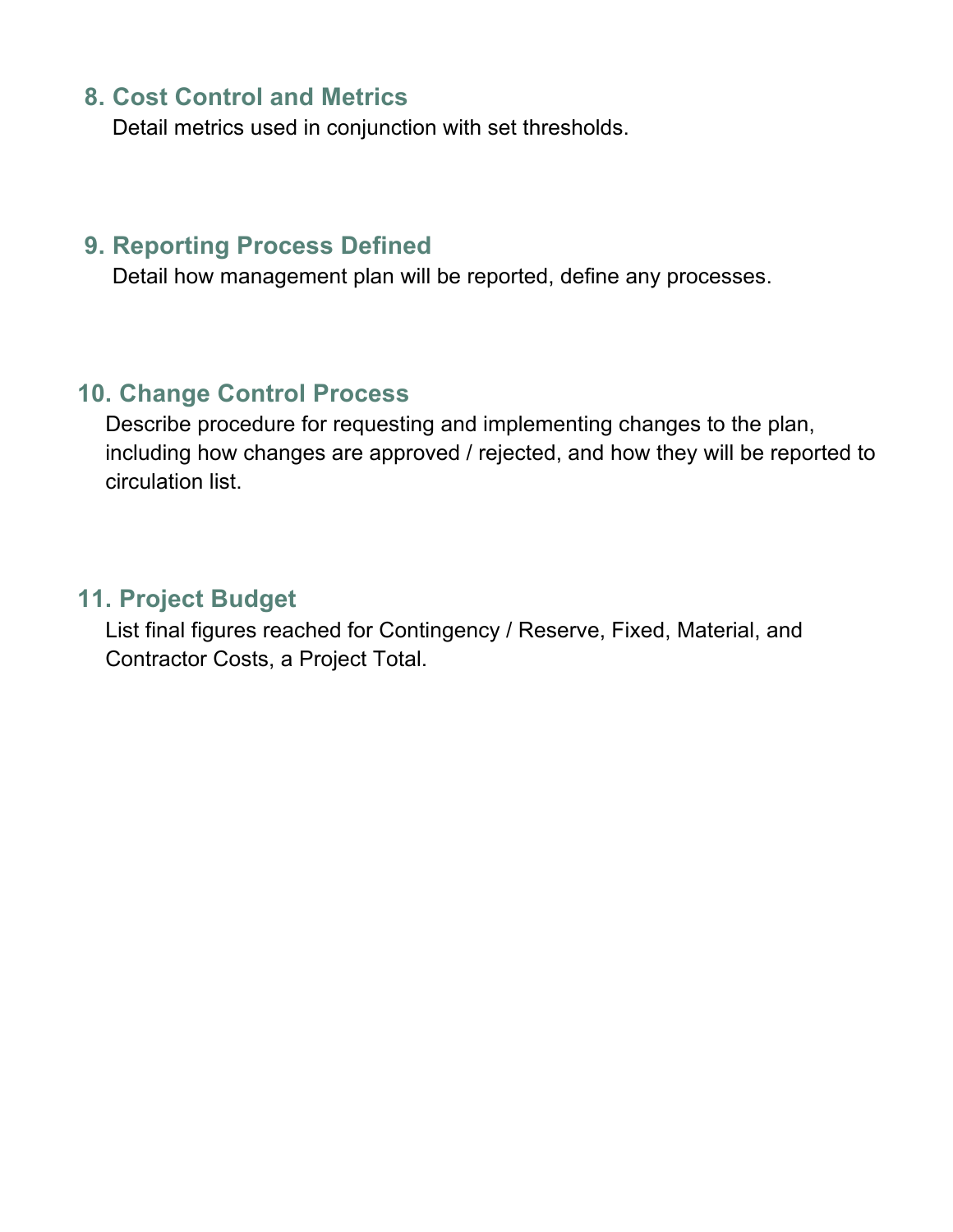## 8. Cost Control and Metrics

Detail metrics used in conjunction with set thresholds.

## 9. Reporting Process Defined

Detail how management plan will be reported, define any processes.

## 10. Change Control Process

Describe procedure for requesting and implementing changes to the plan, including how changes are approved / rejected, and how they will be reported to circulation list.

## 11. Project Budget

List final figures reached for Contingency / Reserve, Fixed, Material, and Contractor Costs, a Project Total.